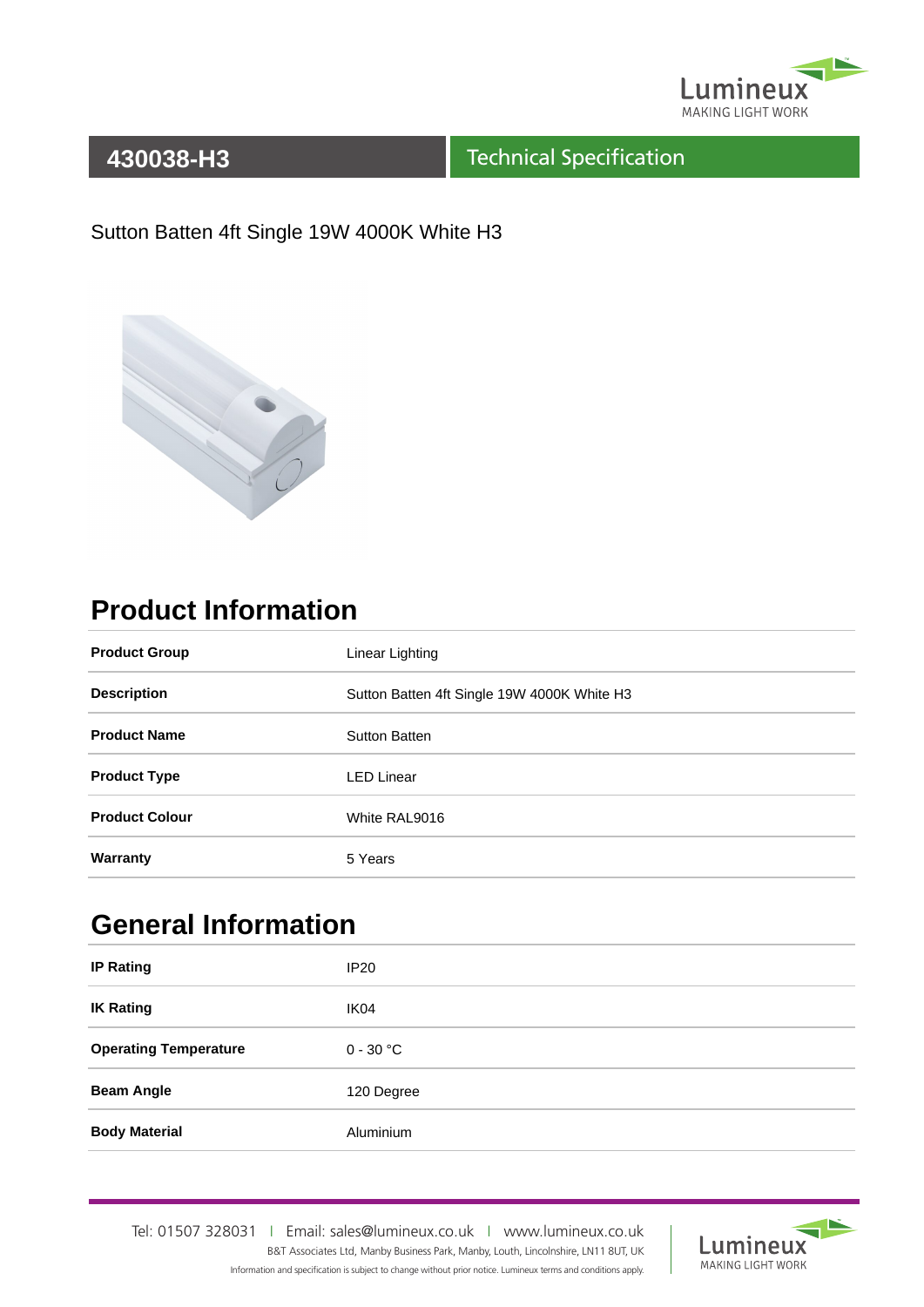# 430038-H3

## Technical Specification

Sutton Batten 4ft Single 19W 4000K White H3

## Product Information

| | |
|---|---|
| **Product Group** | Linear Lighting |
| **Description** | Sutton Batten 4ft Single 19W 4000K White H3 |
| **Product Name** | Sutton Batten |
| **Product Type** | LED Linear |
| **Product Colour** | White RAL9016 |
| **Warranty** | 5 Years |

## General Information

| | |
|---|---|
| **IP Rating** | IP20 |
| **IK Rating** | IK04 |
| **Operating Temperature** | 0 - 30 °C |
| **Beam Angle** | 120 Degree |
| **Body Material** | Aluminium |

Tel: 01507 328031 | Email: sales@lumineux.co.uk | www.lumineux.co.uk

B&T Associates Ltd, Manby Business Park, Manby, Louth, Lincolnshire, LN11 8UT, UK

Information and specification is subject to change without prior notice. Lumineux terms and conditions apply.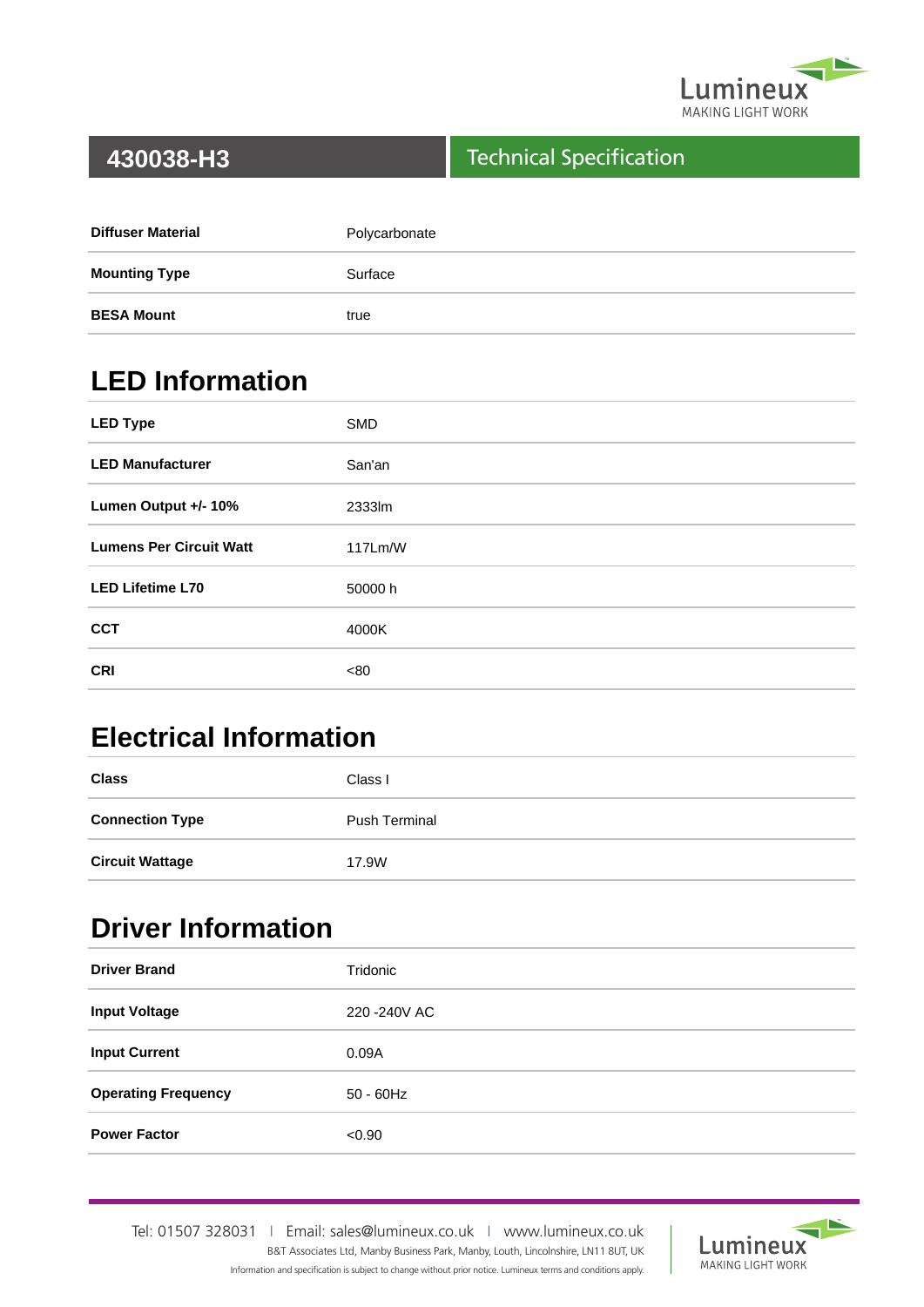# 430038-H3

## Technical Specification

| | |
|---|---|
| **Diffuser Material** | Polycarbonate |
| **Mounting Type** | Surface |
| **BESA Mount** | true |

## LED Information

| | |
|---|---|
| **LED Type** | SMD |
| **LED Manufacturer** | San'an |
| **Lumen Output +/- 10%** | 2333lm |
| **Lumens Per Circuit Watt** | 117Lm/W |
| **LED Lifetime L70** | 50000 h |
| **CCT** | 4000K |
| **CRI** | <80 |

## Electrical Information

| | |
|---|---|
| **Class** | Class I |
| **Connection Type** | Push Terminal |
| **Circuit Wattage** | 17.9W |

## Driver Information

| | |
|---|---|
| **Driver Brand** | Tridonic |
| **Input Voltage** | 220 -240V AC |
| **Input Current** | 0.09A |
| **Operating Frequency** | 50 - 60Hz |
| **Power Factor** | <0.90 |

Tel: 01507 328031 | Email: sales@lumineux.co.uk | www.lumineux.co.uk

B&T Associates Ltd, Manby Business Park, Manby, Louth, Lincolnshire, LN11 8UT, UK

Information and specification is subject to change without prior notice. Lumineux terms and conditions apply.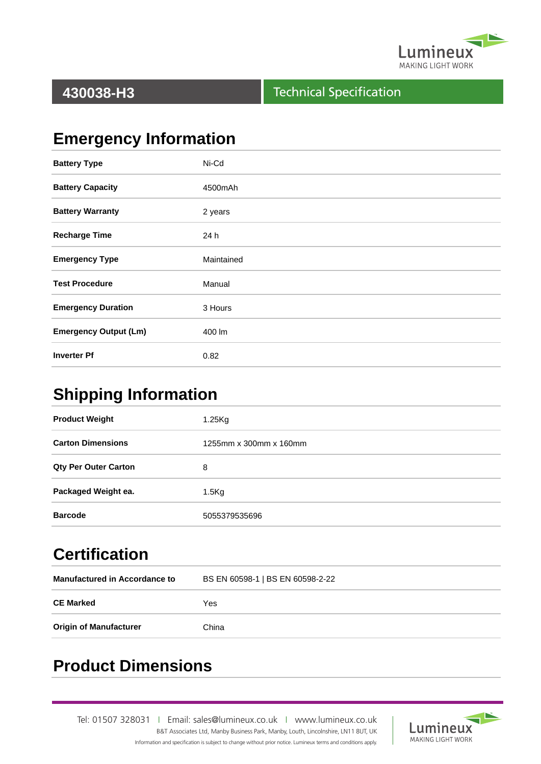# 430038-H3

Technical Specification

## Emergency Information

| | |
|---|---|
| **Battery Type** | Ni-Cd |
| **Battery Capacity** | 4500mAh |
| **Battery Warranty** | 2 years |
| **Recharge Time** | 24 h |
| **Emergency Type** | Maintained |
| **Test Procedure** | Manual |
| **Emergency Duration** | 3 Hours |
| **Emergency Output (Lm)** | 400 lm |
| **Inverter Pf** | 0.82 |

## Shipping Information

| | |
|---|---|
| **Product Weight** | 1.25Kg |
| **Carton Dimensions** | 1255mm x 300mm x 160mm |
| **Qty Per Outer Carton** | 8 |
| **Packaged Weight ea.** | 1.5Kg |
| **Barcode** | 5055379535696 |

## Certification

| | |
|---|---|
| **Manufactured in Accordance to** | BS EN 60598-1 \| BS EN 60598-2-22 |
| **CE Marked** | Yes |
| **Origin of Manufacturer** | China |

## Product Dimensions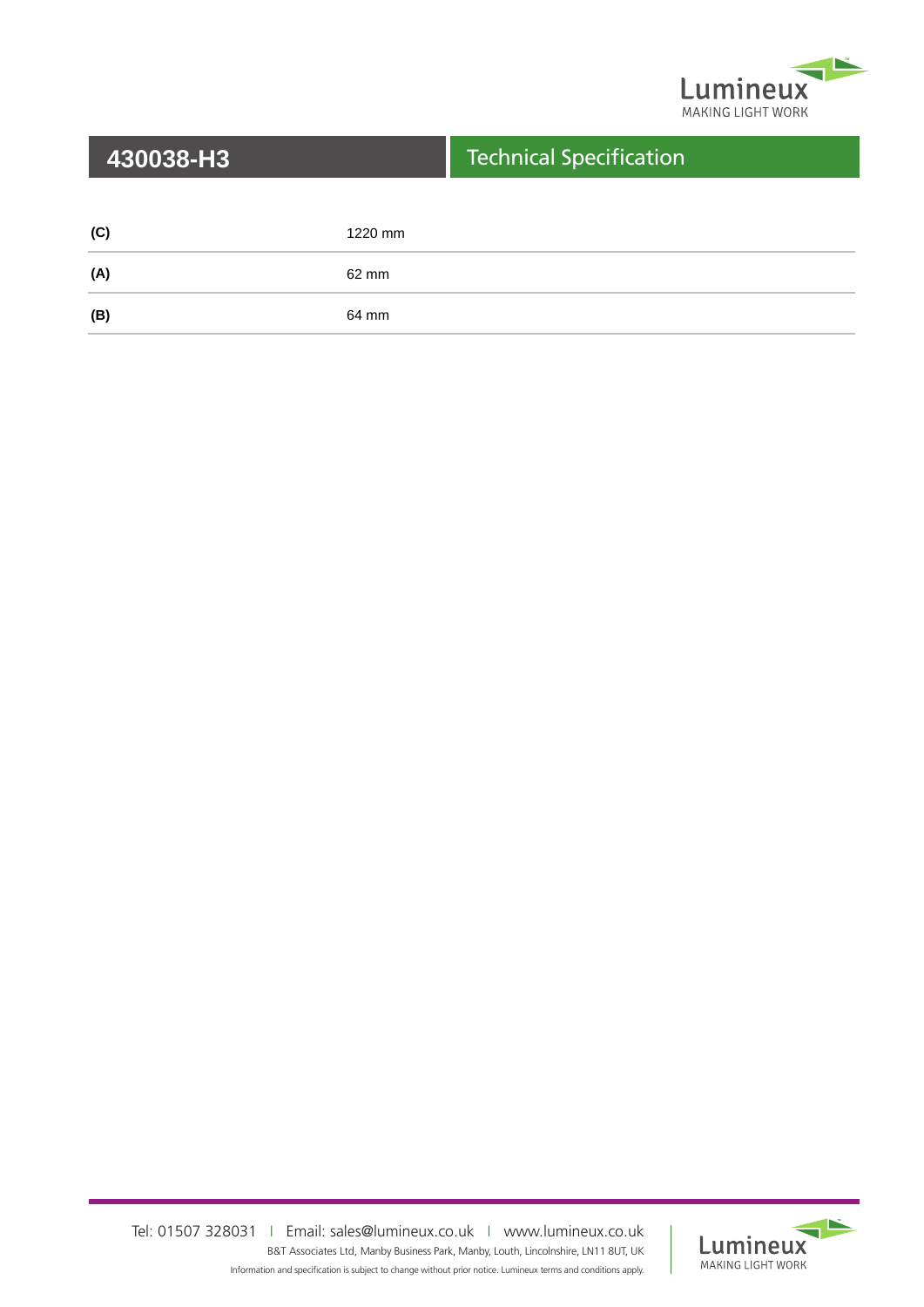## 430038-H3 — Technical Specification

| | |
|---|---|
| **(C)** | 1220 mm |
| **(A)** | 62 mm |
| **(B)** | 64 mm |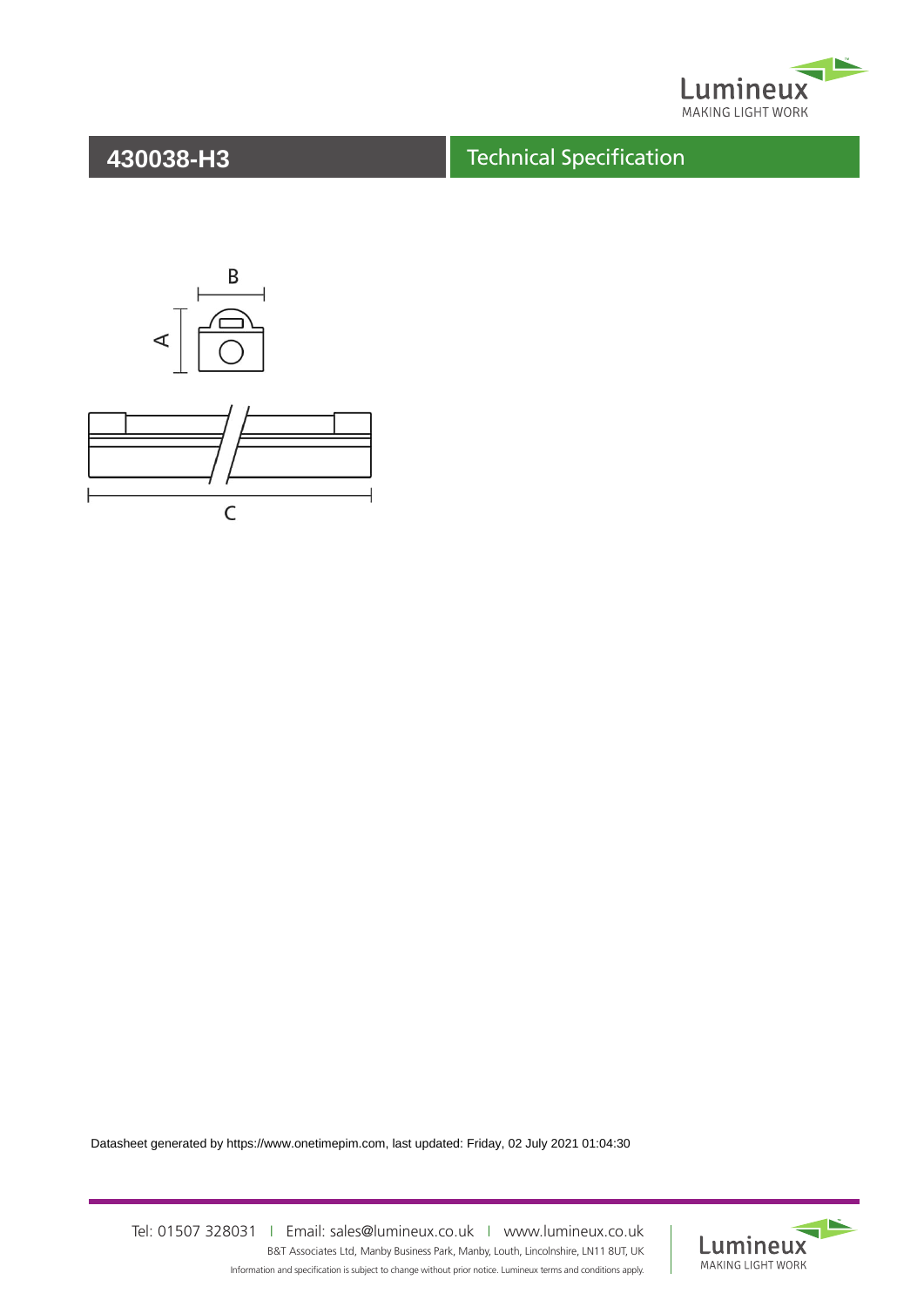# 430038-H3

## Technical Specification

B

A

C

Datasheet generated by https://www.onetimepim.com, last updated: Friday, 02 July 2021 01:04:30

Tel: 01507 328031 | Email: sales@lumineux.co.uk | www.lumineux.co.uk

B&T Associates Ltd, Manby Business Park, Manby, Louth, Lincolnshire, LN11 8UT, UK

Information and specification is subject to change without prior notice. Lumineux terms and conditions apply.